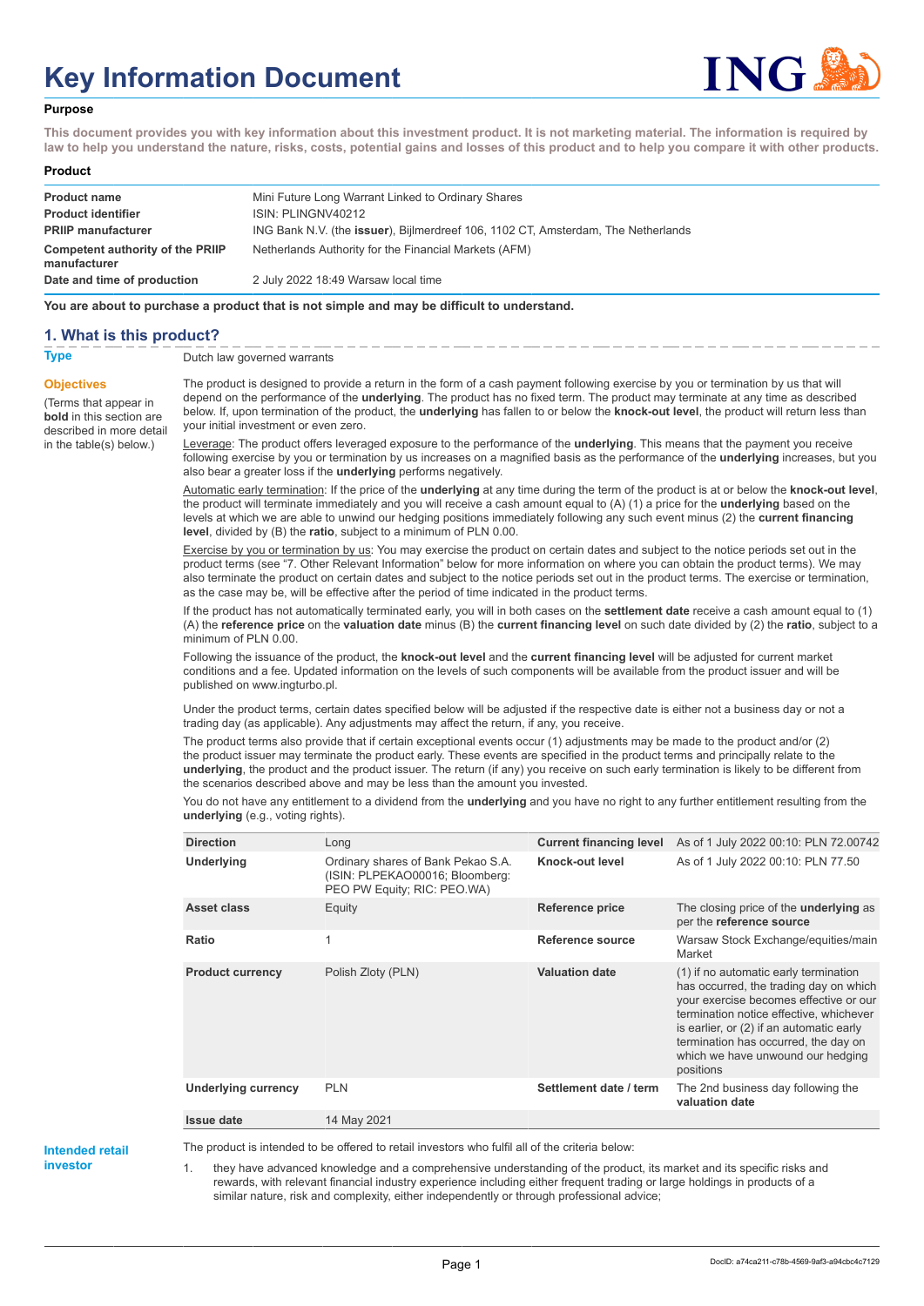# Key Information Document

## Purpose

**This document provides you with key information about this investment product. It is not marketing material. The information is required by law to help you understand the nature, risks, costs, potential gains and losses of this product and to help you compare it with other products.**

## Product

| | |
|---|---|
| **Product name** | Mini Future Long Warrant Linked to Ordinary Shares |
| **Product identifier** | ISIN: PLINGNV40212 |
| **PRIIP manufacturer** | ING Bank N.V. (the **issuer**), Bijlmerdreef 106, 1102 CT, Amsterdam, The Netherlands |
| **Competent authority of the PRIIP manufacturer** | Netherlands Authority for the Financial Markets (AFM) |
| **Date and time of production** | 2 July 2022 18:49 Warsaw local time |

**You are about to purchase a product that is not simple and may be difficult to understand.**

## 1. What is this product?

**Type**

Dutch law governed warrants

**Objectives**

(Terms that appear in **bold** in this section are described in more detail in the table(s) below.)

The product is designed to provide a return in the form of a cash payment following exercise by you or termination by us that will depend on the performance of the **underlying**. The product has no fixed term. The product may terminate at any time as described below. If, upon termination of the product, the **underlying** has fallen to or below the **knock-out level**, the product will return less than your initial investment or even zero.

Leverage: The product offers leveraged exposure to the performance of the **underlying**. This means that the payment you receive following exercise by you or termination by us increases on a magnified basis as the performance of the **underlying** increases, but you also bear a greater loss if the **underlying** performs negatively.

Automatic early termination: If the price of the **underlying** at any time during the term of the product is at or below the **knock-out level**, the product will terminate immediately and you will receive a cash amount equal to (A) (1) a price for the **underlying** based on the levels at which we are able to unwind our hedging positions immediately following any such event minus (2) the **current financing level**, divided by (B) the **ratio**, subject to a minimum of PLN 0.00.

Exercise by you or termination by us: You may exercise the product on certain dates and subject to the notice periods set out in the product terms (see "7. Other Relevant Information" below for more information on where you can obtain the product terms). We may also terminate the product on certain dates and subject to the notice periods set out in the product terms. The exercise or termination, as the case may be, will be effective after the period of time indicated in the product terms.

If the product has not automatically terminated early, you will in both cases on the **settlement date** receive a cash amount equal to (1) (A) the **reference price** on the **valuation date** minus (B) the **current financing level** on such date divided by (2) the **ratio**, subject to a minimum of PLN 0.00.

Following the issuance of the product, the **knock-out level** and the **current financing level** will be adjusted for current market conditions and a fee. Updated information on the levels of such components will be available from the product issuer and will be published on www.ingturbo.pl.

Under the product terms, certain dates specified below will be adjusted if the respective date is either not a business day or not a trading day (as applicable). Any adjustments may affect the return, if any, you receive.

The product terms also provide that if certain exceptional events occur (1) adjustments may be made to the product and/or (2) the product issuer may terminate the product early. These events are specified in the product terms and principally relate to the **underlying**, the product and the product issuer. The return (if any) you receive on such early termination is likely to be different from the scenarios described above and may be less than the amount you invested.

You do not have any entitlement to a dividend from the **underlying** and you have no right to any further entitlement resulting from the **underlying** (e.g., voting rights).

| | | | |
|---|---|---|---|
| **Direction** | Long | **Current financing level** | As of 1 July 2022 00:10: PLN 72.00742 |
| **Underlying** | Ordinary shares of Bank Pekao S.A. (ISIN: PLPEKAO00016; Bloomberg: PEO PW Equity; RIC: PEO.WA) | **Knock-out level** | As of 1 July 2022 00:10: PLN 77.50 |
| **Asset class** | Equity | **Reference price** | The closing price of the **underlying** as per the **reference source** |
| **Ratio** | 1 | **Reference source** | Warsaw Stock Exchange/equities/main Market |
| **Product currency** | Polish Zloty (PLN) | **Valuation date** | (1) if no automatic early termination has occurred, the trading day on which your exercise becomes effective or our termination notice effective, whichever is earlier, or (2) if an automatic early termination has occurred, the day on which we have unwound our hedging positions |
| **Underlying currency** | PLN | **Settlement date / term** | The 2nd business day following the **valuation date** |
| **Issue date** | 14 May 2021 | | |

**Intended retail investor**

The product is intended to be offered to retail investors who fulfil all of the criteria below:

1. they have advanced knowledge and a comprehensive understanding of the product, its market and its specific risks and rewards, with relevant financial industry experience including either frequent trading or large holdings in products of a similar nature, risk and complexity, either independently or through professional advice;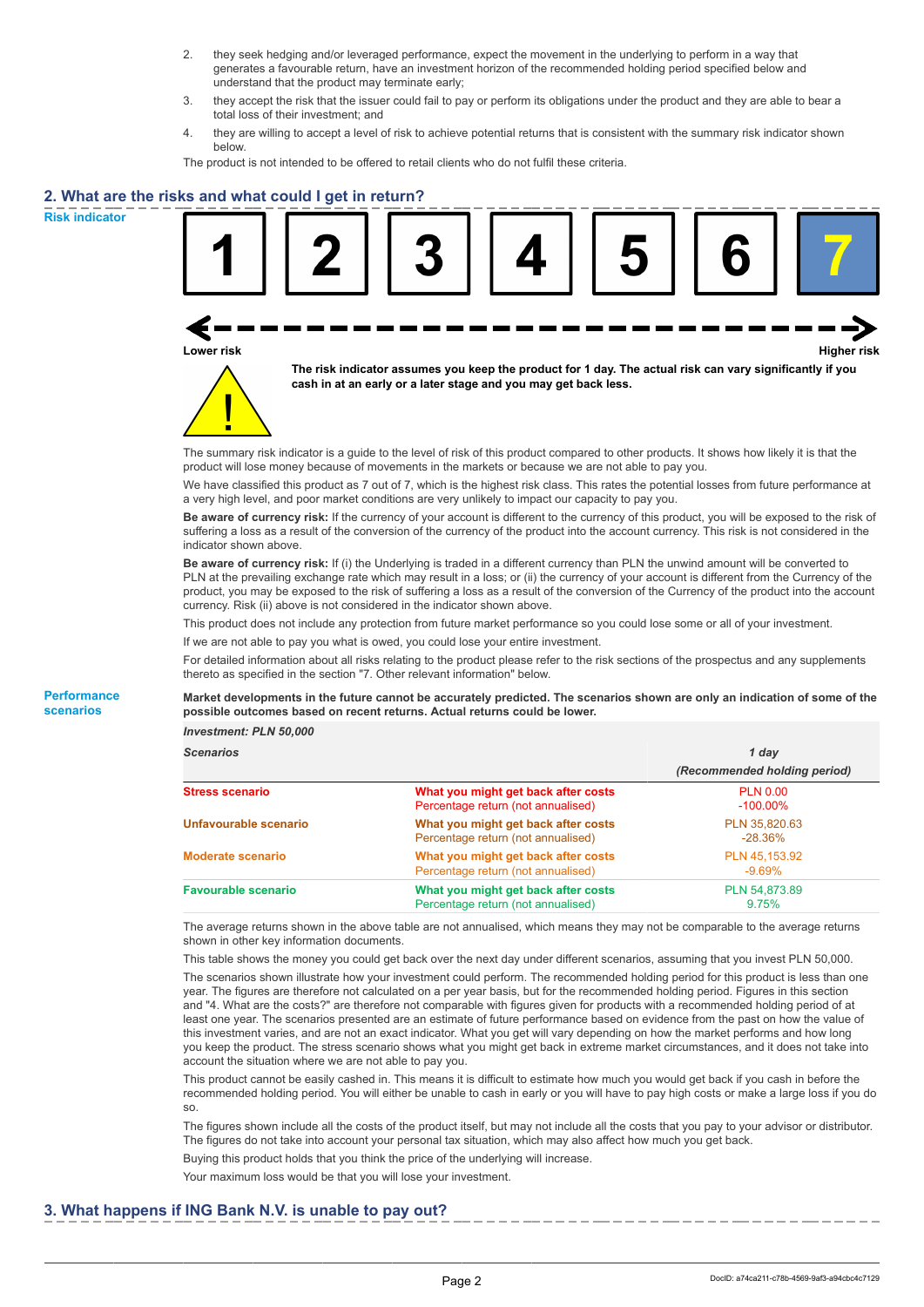2. they seek hedging and/or leveraged performance, expect the movement in the underlying to perform in a way that generates a favourable return, have an investment horizon of the recommended holding period specified below and understand that the product may terminate early;
3. they accept the risk that the issuer could fail to pay or perform its obligations under the product and they are able to bear a total loss of their investment; and
4. they are willing to accept a level of risk to achieve potential returns that is consistent with the summary risk indicator shown below.

The product is not intended to be offered to retail clients who do not fulfil these criteria.

## 2. What are the risks and what could I get in return?

**Risk indicator**

1 | 2 | 3 | 4 | 5 | 6 | **7**

Lower risk — Higher risk

**The risk indicator assumes you keep the product for 1 day. The actual risk can vary significantly if you cash in at an early or a later stage and you may get back less.**

The summary risk indicator is a guide to the level of risk of this product compared to other products. It shows how likely it is that the product will lose money because of movements in the markets or because we are not able to pay you.

We have classified this product as 7 out of 7, which is the highest risk class. This rates the potential losses from future performance at a very high level, and poor market conditions are very unlikely to impact our capacity to pay you.

**Be aware of currency risk:** If the currency of your account is different to the currency of this product, you will be exposed to the risk of suffering a loss as a result of the conversion of the currency of the product into the account currency. This risk is not considered in the indicator shown above.

**Be aware of currency risk:** If (i) the Underlying is traded in a different currency than PLN the unwind amount will be converted to PLN at the prevailing exchange rate which may result in a loss; or (ii) the currency of your account is different from the Currency of the product, you may be exposed to the risk of suffering a loss as a result of the conversion of the Currency of the product into the account currency. Risk (ii) above is not considered in the indicator shown above.

This product does not include any protection from future market performance so you could lose some or all of your investment.

If we are not able to pay you what is owed, you could lose your entire investment.

For detailed information about all risks relating to the product please refer to the risk sections of the prospectus and any supplements thereto as specified in the section "7. Other relevant information" below.

**Performance scenarios**

**Market developments in the future cannot be accurately predicted. The scenarios shown are only an indication of some of the possible outcomes based on recent returns. Actual returns could be lower.**

| *Investment: PLN 50,000* | | |
|---|---|---|
| ***Scenarios*** | | ***1 day*** ***(Recommended holding period)*** |
| **Stress scenario** | **What you might get back after costs** Percentage return (not annualised) | PLN 0.00 -100.00% |
| **Unfavourable scenario** | **What you might get back after costs** Percentage return (not annualised) | PLN 35,820.63 -28.36% |
| **Moderate scenario** | **What you might get back after costs** Percentage return (not annualised) | PLN 45,153.92 -9.69% |
| **Favourable scenario** | **What you might get back after costs** Percentage return (not annualised) | PLN 54,873.89 9.75% |

The average returns shown in the above table are not annualised, which means they may not be comparable to the average returns shown in other key information documents.

This table shows the money you could get back over the next day under different scenarios, assuming that you invest PLN 50,000.

The scenarios shown illustrate how your investment could perform. The recommended holding period for this product is less than one year. The figures are therefore not calculated on a per year basis, but for the recommended holding period. Figures in this section and "4. What are the costs?" are therefore not comparable with figures given for products with a recommended holding period of at least one year. The scenarios presented are an estimate of future performance based on evidence from the past on how the value of this investment varies, and are not an exact indicator. What you get will vary depending on how the market performs and how long you keep the product. The stress scenario shows what you might get back in extreme market circumstances, and it does not take into account the situation where we are not able to pay you.

This product cannot be easily cashed in. This means it is difficult to estimate how much you would get back if you cash in before the recommended holding period. You will either be unable to cash in early or you will have to pay high costs or make a large loss if you do so.

The figures shown include all the costs of the product itself, but may not include all the costs that you pay to your advisor or distributor. The figures do not take into account your personal tax situation, which may also affect how much you get back.

Buying this product holds that you think the price of the underlying will increase.

Your maximum loss would be that you will lose your investment.

## 3. What happens if ING Bank N.V. is unable to pay out?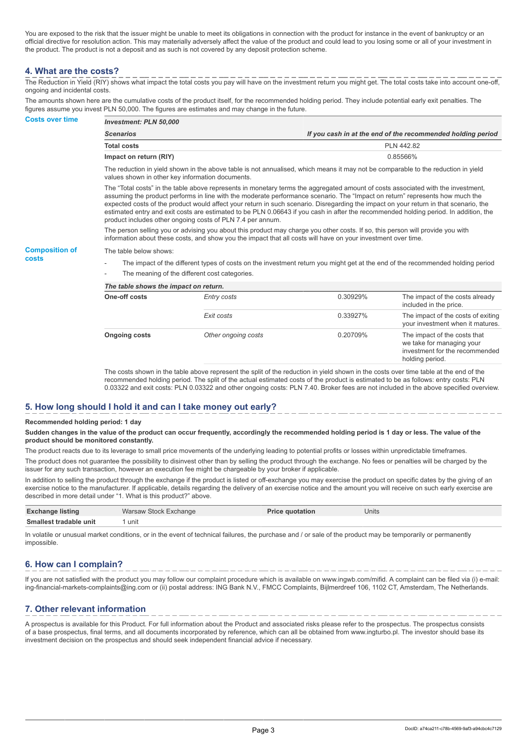You are exposed to the risk that the issuer might be unable to meet its obligations in connection with the product for instance in the event of bankruptcy or an official directive for resolution action. This may materially adversely affect the value of the product and could lead to you losing some or all of your investment in the product. The product is not a deposit and as such is not covered by any deposit protection scheme.

## 4. What are the costs?

The Reduction in Yield (RIY) shows what impact the total costs you pay will have on the investment return you might get. The total costs take into account one-off, ongoing and incidental costs.

The amounts shown here are the cumulative costs of the product itself, for the recommended holding period. They include potential early exit penalties. The figures assume you invest PLN 50,000. The figures are estimates and may change in the future.

### Costs over time

| *Investment: PLN 50,000* | |
|---|---|
| ***Scenarios*** | ***If you cash in at the end of the recommended holding period*** |
| **Total costs** | PLN 442.82 |
| **Impact on return (RIY)** | 0.85566% |

The reduction in yield shown in the above table is not annualised, which means it may not be comparable to the reduction in yield values shown in other key information documents.

The “Total costs” in the table above represents in monetary terms the aggregated amount of costs associated with the investment, assuming the product performs in line with the moderate performance scenario. The “Impact on return” represents how much the expected costs of the product would affect your return in such scenario. Disregarding the impact on your return in that scenario, the estimated entry and exit costs are estimated to be PLN 0.06643 if you cash in after the recommended holding period. In addition, the product includes other ongoing costs of PLN 7.4 per annum.

The person selling you or advising you about this product may charge you other costs. If so, this person will provide you with information about these costs, and show you the impact that all costs will have on your investment over time.

### Composition of costs

The table below shows:

- The impact of the different types of costs on the investment return you might get at the end of the recommended holding period
- The meaning of the different cost categories.

| *The table shows the impact on return.* | | | |
|---|---|---|---|
| **One-off costs** | *Entry costs* | 0.30929% | The impact of the costs already included in the price. |
| | *Exit costs* | 0.33927% | The impact of the costs of exiting your investment when it matures. |
| **Ongoing costs** | *Other ongoing costs* | 0.20709% | The impact of the costs that we take for managing your investment for the recommended holding period. |

The costs shown in the table above represent the split of the reduction in yield shown in the costs over time table at the end of the recommended holding period. The split of the actual estimated costs of the product is estimated to be as follows: entry costs: PLN 0.03322 and exit costs: PLN 0.03322 and other ongoing costs: PLN 7.40. Broker fees are not included in the above specified overview.

## 5. How long should I hold it and can I take money out early?

**Recommended holding period: 1 day**

**Sudden changes in the value of the product can occur frequently, accordingly the recommended holding period is 1 day or less. The value of the product should be monitored constantly.**

The product reacts due to its leverage to small price movements of the underlying leading to potential profits or losses within unpredictable timeframes.

The product does not guarantee the possibility to disinvest other than by selling the product through the exchange. No fees or penalties will be charged by the issuer for any such transaction, however an execution fee might be chargeable by your broker if applicable.

In addition to selling the product through the exchange if the product is listed or off-exchange you may exercise the product on specific dates by the giving of an exercise notice to the manufacturer. If applicable, details regarding the delivery of an exercise notice and the amount you will receive on such early exercise are described in more detail under “1. What is this product?” above.

| | | | |
|---|---|---|---|
| **Exchange listing** | Warsaw Stock Exchange | **Price quotation** | Units |
| **Smallest tradable unit** | 1 unit | | |

In volatile or unusual market conditions, or in the event of technical failures, the purchase and / or sale of the product may be temporarily or permanently impossible.

## 6. How can I complain?

If you are not satisfied with the product you may follow our complaint procedure which is available on www.ingwb.com/mifid. A complaint can be filed via (i) e-mail: ing-financial-markets-complaints@ing.com or (ii) postal address: ING Bank N.V., FMCC Complaints, Bijlmerdreef 106, 1102 CT, Amsterdam, The Netherlands.

## 7. Other relevant information

A prospectus is available for this Product. For full information about the Product and associated risks please refer to the prospectus. The prospectus consists of a base prospectus, final terms, and all documents incorporated by reference, which can all be obtained from www.ingturbo.pl. The investor should base its investment decision on the prospectus and should seek independent financial advice if necessary.